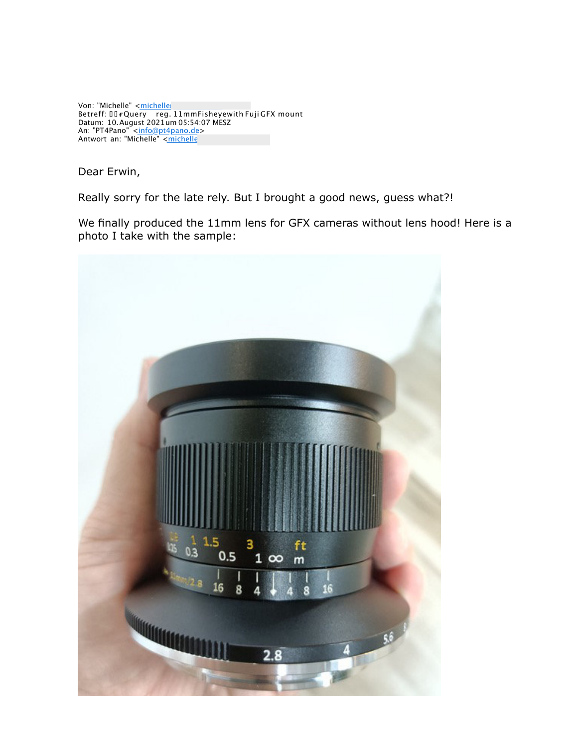Von: "Michelle" <michelle

Betreff: ��ғQuery reg. 11mmFisheyewith Fuji GFX mount

Datum: 10. August 2021 um 05:54:07 MESZ

An: "PT4Pano" <info@pt4pano.de>

Antwort an: "Michelle" <michelle

Dear Erwin,

Really sorry for the late rely. But I brought a good news, guess what?!

We finally produced the 11mm lens for GFX cameras without lens hood! Here is a photo I take with the sample: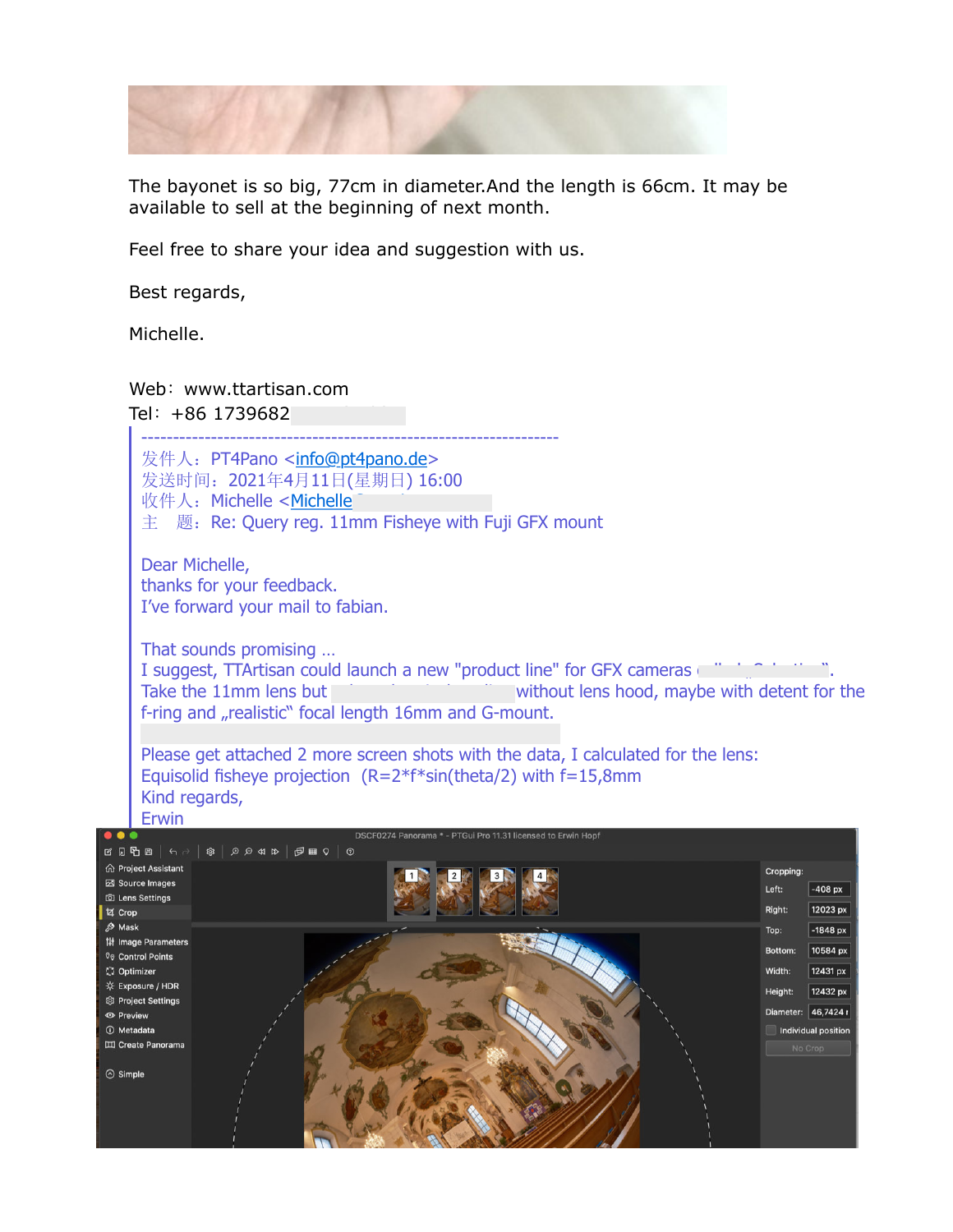The bayonet is so big, 77cm in diameter.And the length is 66cm. It may be available to sell at the beginning of next month.

Feel free to share your idea and suggestion with us.

Best regards,

Michelle.

Web：www.ttartisan.com

Tel：+86 1739682

---

发件人：PT4Pano <info@pt4pano.de>
发送时间：2021年4月11日(星期日) 16:00
收件人：Michelle <Michelle
主　题：Re: Query reg. 11mm Fisheye with Fuji GFX mount

Dear Michelle,
thanks for your feedback.
I've forward your mail to fabian.

That sounds promising …
I suggest, TTArtisan could launch a new "product line" for GFX cameras .
Take the 11mm lens but without lens hood, maybe with detent for the f-ring and „realistic" focal length 16mm and G-mount.

Please get attached 2 more screen shots with the data, I calculated for the lens:
Equisolid fisheye projection (R=2*f*sin(theta/2) with f=15,8mm
Kind regards,
Erwin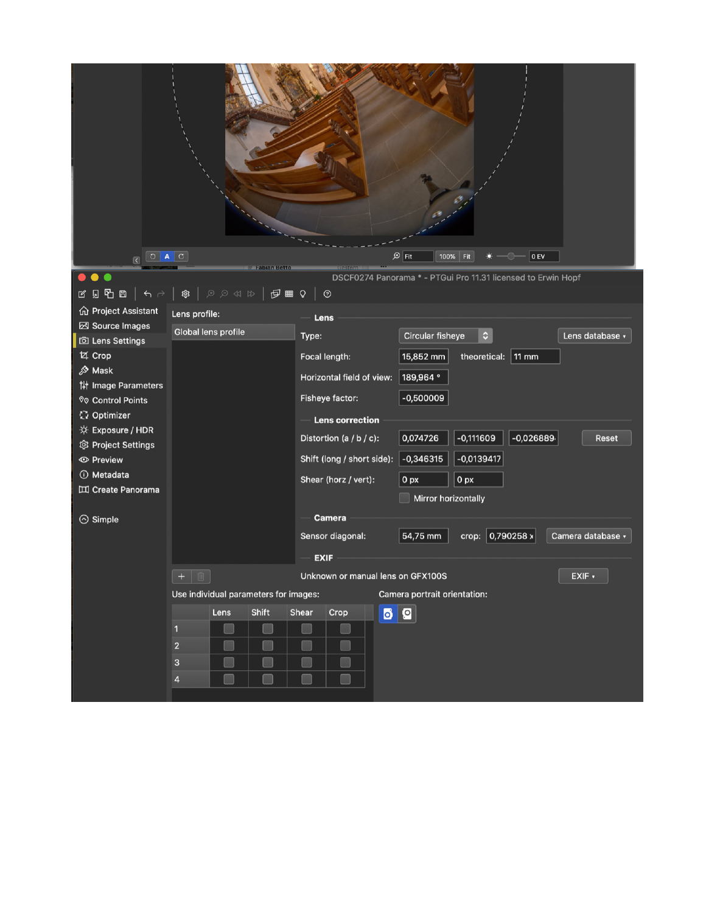Fit | 100% | Fit | 0 EV

DSCF0274 Panorama * - PTGui Pro 11.31 licensed to Erwin Hopf

- Project Assistant
- Source Images
- Lens Settings
- Crop
- Mask
- Image Parameters
- Control Points
- Optimizer
- Exposure / HDR
- Project Settings
- Preview
- Metadata
- Create Panorama
- Simple

Lens profile:

Global lens profile

**Lens**

Type: Circular fisheye

Lens database

Focal length: 15,852 mm theoretical: 11 mm

Horizontal field of view: 189,964 °

Fisheye factor: -0,500009

**Lens correction**

Distortion (a / b / c): 0,074726 -0,111609 -0,026889

Reset

Shift (long / short side): -0,346315 -0,0139417

Shear (horz / vert): 0 px 0 px

Mirror horizontally

**Camera**

Sensor diagonal: 54,75 mm crop: 0,790258 x

Camera database

**EXIF**

Unknown or manual lens on GFX100S

EXIF

Use individual parameters for images:

| | Lens | Shift | Shear | Crop |
|---|---|---|---|---|
| 1 | | | | |
| 2 | | | | |
| 3 | | | | |
| 4 | | | | |

Camera portrait orientation: